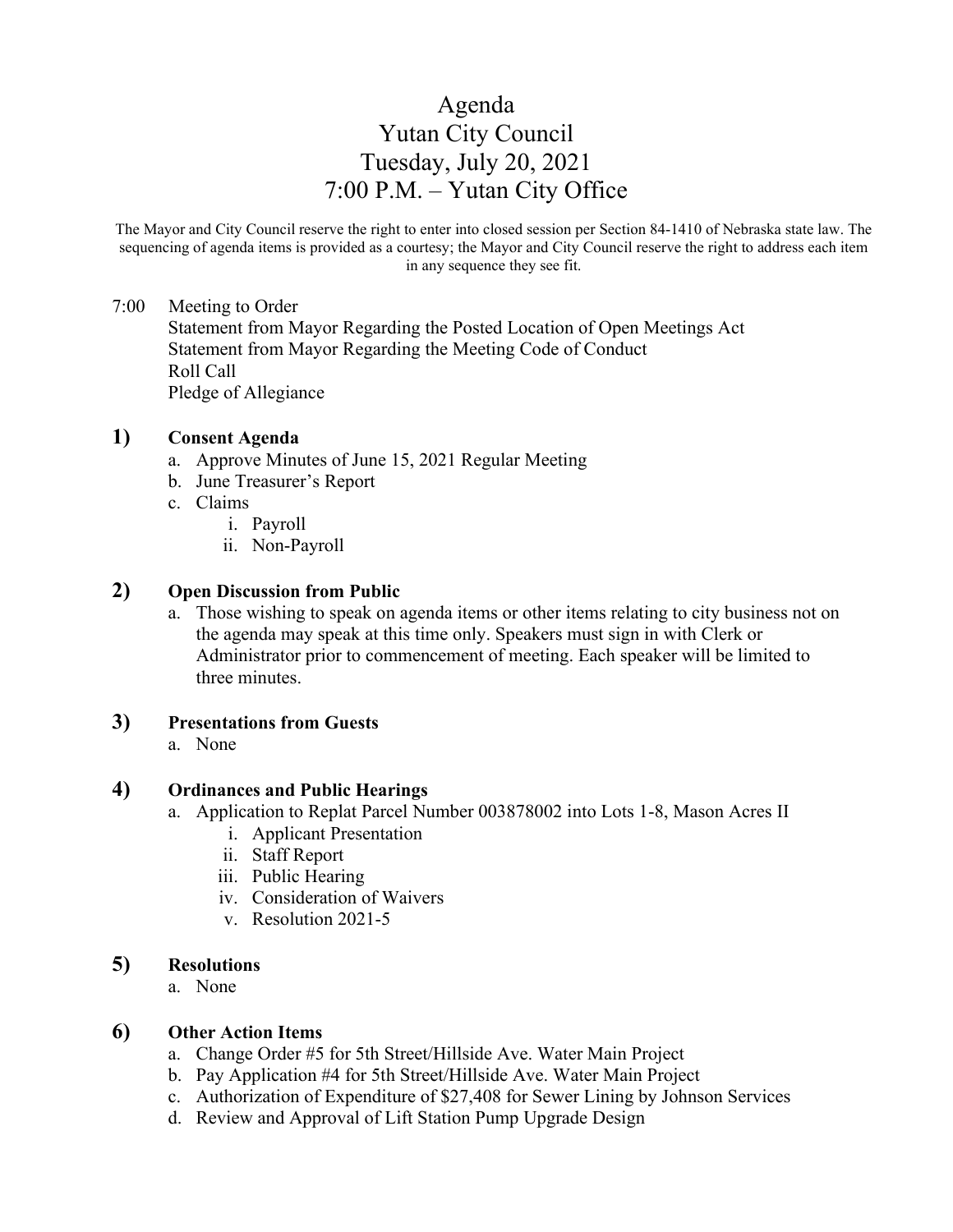# Agenda
# Yutan City Council
# Tuesday, July 20, 2021
# 7:00 P.M. – Yutan City Office

The Mayor and City Council reserve the right to enter into closed session per Section 84-1410 of Nebraska state law. The sequencing of agenda items is provided as a courtesy; the Mayor and City Council reserve the right to address each item in any sequence they see fit.

7:00 Meeting to Order
Statement from Mayor Regarding the Posted Location of Open Meetings Act
Statement from Mayor Regarding the Meeting Code of Conduct
Roll Call
Pledge of Allegiance

## 1) Consent Agenda

a. Approve Minutes of June 15, 2021 Regular Meeting
b. June Treasurer's Report
c. Claims
   i. Payroll
   ii. Non-Payroll

## 2) Open Discussion from Public

a. Those wishing to speak on agenda items or other items relating to city business not on the agenda may speak at this time only. Speakers must sign in with Clerk or Administrator prior to commencement of meeting. Each speaker will be limited to three minutes.

## 3) Presentations from Guests

a. None

## 4) Ordinances and Public Hearings

a. Application to Replat Parcel Number 003878002 into Lots 1-8, Mason Acres II
   i. Applicant Presentation
   ii. Staff Report
   iii. Public Hearing
   iv. Consideration of Waivers
   v. Resolution 2021-5

## 5) Resolutions

a. None

## 6) Other Action Items

a. Change Order #5 for 5th Street/Hillside Ave. Water Main Project
b. Pay Application #4 for 5th Street/Hillside Ave. Water Main Project
c. Authorization of Expenditure of $27,408 for Sewer Lining by Johnson Services
d. Review and Approval of Lift Station Pump Upgrade Design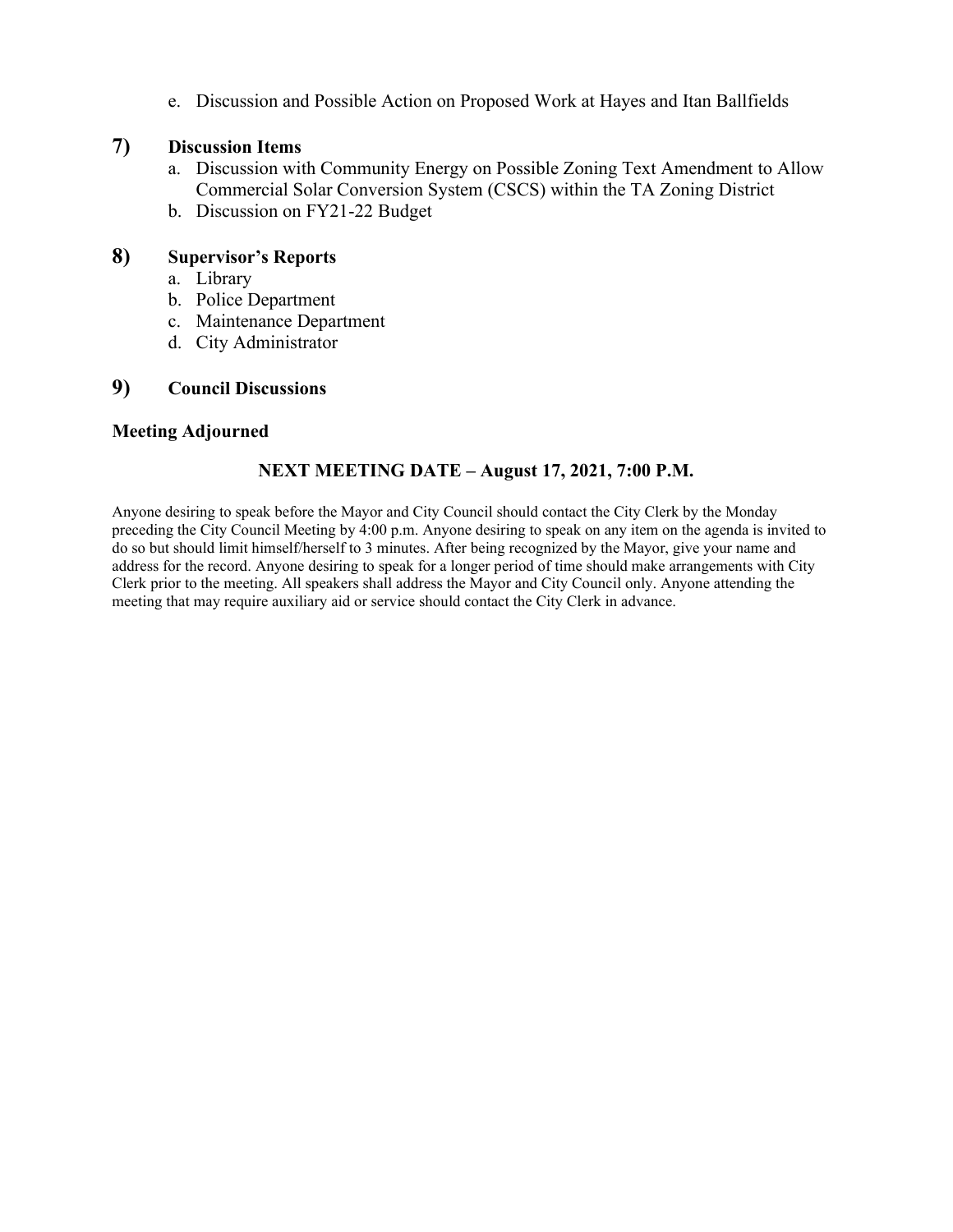e. Discussion and Possible Action on Proposed Work at Hayes and Itan Ballfields

## 7) Discussion Items

a. Discussion with Community Energy on Possible Zoning Text Amendment to Allow Commercial Solar Conversion System (CSCS) within the TA Zoning District
b. Discussion on FY21-22 Budget

## 8) Supervisor's Reports

a. Library
b. Police Department
c. Maintenance Department
d. City Administrator

## 9) Council Discussions

**Meeting Adjourned**

**NEXT MEETING DATE – August 17, 2021, 7:00 P.M.**

Anyone desiring to speak before the Mayor and City Council should contact the City Clerk by the Monday preceding the City Council Meeting by 4:00 p.m. Anyone desiring to speak on any item on the agenda is invited to do so but should limit himself/herself to 3 minutes. After being recognized by the Mayor, give your name and address for the record. Anyone desiring to speak for a longer period of time should make arrangements with City Clerk prior to the meeting. All speakers shall address the Mayor and City Council only. Anyone attending the meeting that may require auxiliary aid or service should contact the City Clerk in advance.